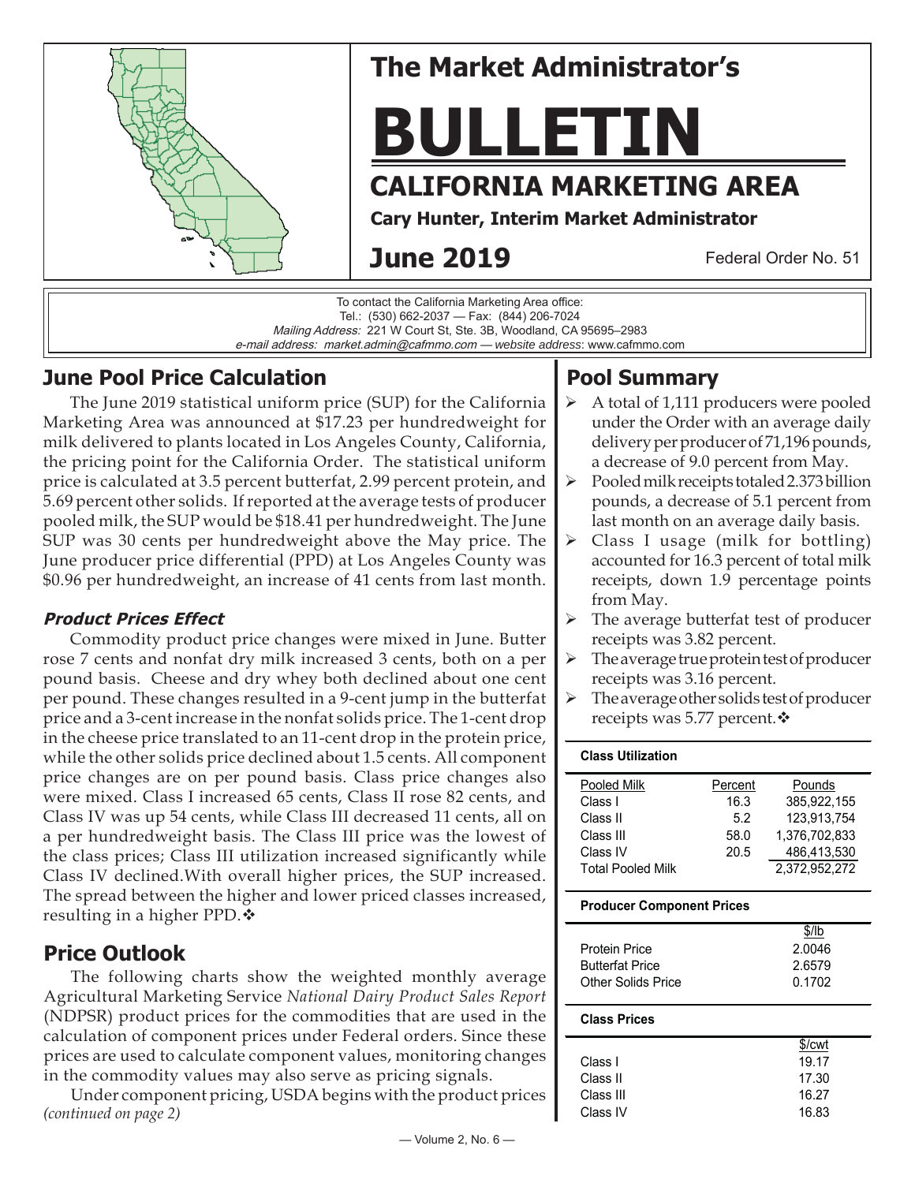# The Market Administrator's

# BULLETIN

## CALIFORNIA MARKETING AREA

**Cary Hunter, Interim Market Administrator**

**June 2019**

Federal Order No. 51

To contact the California Marketing Area office:
Tel.: (530) 662-2037 — Fax: (844) 206-7024
*Mailing Address:* 221 W Court St, Ste. 3B, Woodland, CA 95695–2983
*e-mail address: market.admin@cafmmo.com* — *website address*: www.cafmmo.com

## June Pool Price Calculation

The June 2019 statistical uniform price (SUP) for the California Marketing Area was announced at $17.23 per hundredweight for milk delivered to plants located in Los Angeles County, California, the pricing point for the California Order. The statistical uniform price is calculated at 3.5 percent butterfat, 2.99 percent protein, and 5.69 percent other solids. If reported at the average tests of producer pooled milk, the SUP would be $18.41 per hundredweight. The June SUP was 30 cents per hundredweight above the May price. The June producer price differential (PPD) at Los Angeles County was $0.96 per hundredweight, an increase of 41 cents from last month.

### *Product Prices Effect*

Commodity product price changes were mixed in June. Butter rose 7 cents and nonfat dry milk increased 3 cents, both on a per pound basis. Cheese and dry whey both declined about one cent per pound. These changes resulted in a 9-cent jump in the butterfat price and a 3-cent increase in the nonfat solids price. The 1-cent drop in the cheese price translated to an 11-cent drop in the protein price, while the other solids price declined about 1.5 cents. All component price changes are on per pound basis. Class price changes also were mixed. Class I increased 65 cents, Class II rose 82 cents, and Class IV was up 54 cents, while Class III decreased 11 cents, all on a per hundredweight basis. The Class III price was the lowest of the class prices; Class III utilization increased significantly while Class IV declined.With overall higher prices, the SUP increased. The spread between the higher and lower priced classes increased, resulting in a higher PPD.❖

## Price Outlook

The following charts show the weighted monthly average Agricultural Marketing Service *National Dairy Product Sales Report* (NDPSR) product prices for the commodities that are used in the calculation of component prices under Federal orders. Since these prices are used to calculate component values, monitoring changes in the commodity values may also serve as pricing signals.

Under component pricing, USDA begins with the product prices *(continued on page 2)*

## Pool Summary

- A total of 1,111 producers were pooled under the Order with an average daily delivery per producer of 71,196 pounds, a decrease of 9.0 percent from May.
- Pooled milk receipts totaled 2.373 billion pounds, a decrease of 5.1 percent from last month on an average daily basis.
- Class I usage (milk for bottling) accounted for 16.3 percent of total milk receipts, down 1.9 percentage points from May.
- The average butterfat test of producer receipts was 3.82 percent.
- The average true protein test of producer receipts was 3.16 percent.
- The average other solids test of producer receipts was 5.77 percent.❖

**Class Utilization**

| Pooled Milk | Percent | Pounds |
|---|---|---|
| Class I | 16.3 | 385,922,155 |
| Class II | 5.2 | 123,913,754 |
| Class III | 58.0 | 1,376,702,833 |
| Class IV | 20.5 | 486,413,530 |
| Total Pooled Milk | | 2,372,952,272 |

**Producer Component Prices**

| | $/lb |
|---|---|
| Protein Price | 2.0046 |
| Butterfat Price | 2.6579 |
| Other Solids Price | 0.1702 |

**Class Prices**

| | $/cwt |
|---|---|
| Class I | 19.17 |
| Class II | 17.30 |
| Class III | 16.27 |
| Class IV | 16.83 |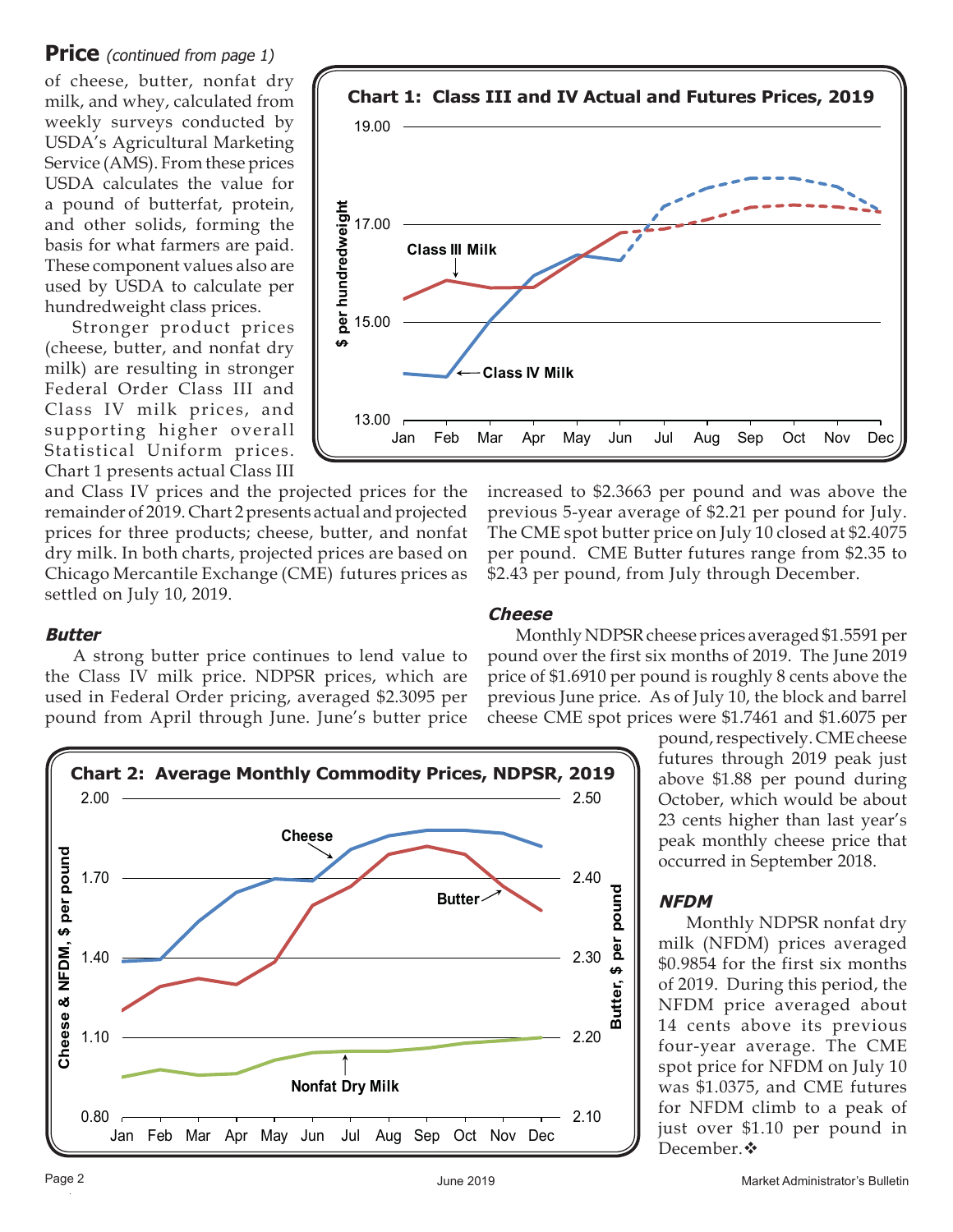## Price *(continued from page 1)*

of cheese, butter, nonfat dry milk, and whey, calculated from weekly surveys conducted by USDA's Agricultural Marketing Service (AMS). From these prices USDA calculates the value for a pound of butterfat, protein, and other solids, forming the basis for what farmers are paid. These component values also are used by USDA to calculate per hundredweight class prices.

Stronger product prices (cheese, butter, and nonfat dry milk) are resulting in stronger Federal Order Class III and Class IV milk prices, and supporting higher overall Statistical Uniform prices. Chart 1 presents actual Class III and Class IV prices and the projected prices for the remainder of 2019. Chart 2 presents actual and projected prices for three products; cheese, butter, and nonfat dry milk. In both charts, projected prices are based on Chicago Mercantile Exchange (CME) futures prices as settled on July 10, 2019.

**Chart 1: Class III and IV Actual and Futures Prices, 2019**

### *Butter*

A strong butter price continues to lend value to the Class IV milk price. NDPSR prices, which are used in Federal Order pricing, averaged $2.3095 per pound from April through June. June's butter price increased to $2.3663 per pound and was above the previous 5-year average of $2.21 per pound for July. The CME spot butter price on July 10 closed at $2.4075 per pound. CME Butter futures range from $2.35 to $2.43 per pound, from July through December.

### *Cheese*

Monthly NDPSR cheese prices averaged $1.5591 per pound over the first six months of 2019. The June 2019 price of $1.6910 per pound is roughly 8 cents above the previous June price. As of July 10, the block and barrel cheese CME spot prices were $1.7461 and $1.6075 per pound, respectively. CME cheese futures through 2019 peak just above $1.88 per pound during October, which would be about 23 cents higher than last year's peak monthly cheese price that occurred in September 2018.

**Chart 2: Average Monthly Commodity Prices, NDPSR, 2019**

### *NFDM*

Monthly NDPSR nonfat dry milk (NFDM) prices averaged $0.9854 for the first six months of 2019. During this period, the NFDM price averaged about 14 cents above its previous four-year average. The CME spot price for NFDM on July 10 was $1.0375, and CME futures for NFDM climb to a peak of just over $1.10 per pound in December.❖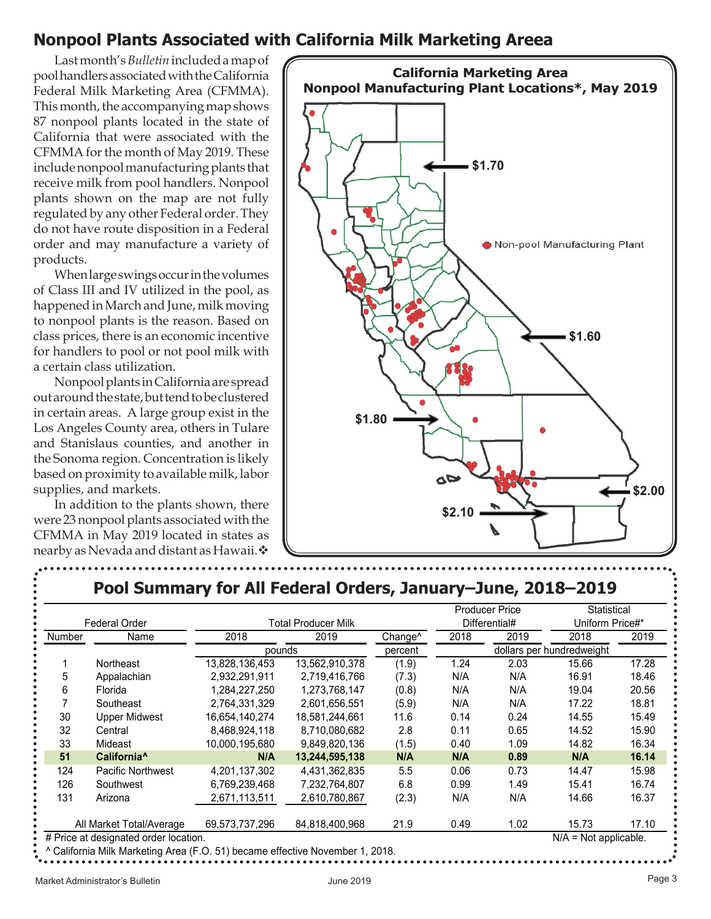## Nonpool Plants Associated with California Milk Marketing Areea

Last month's *Bulletin* included a map of pool handlers associated with the California Federal Milk Marketing Area (CFMMA). This month, the accompanying map shows 87 nonpool plants located in the state of California that were associated with the CFMMA for the month of May 2019. These include nonpool manufacturing plants that receive milk from pool handlers. Nonpool plants shown on the map are not fully regulated by any other Federal order. They do not have route disposition in a Federal order and may manufacture a variety of products.

When large swings occur in the volumes of Class III and IV utilized in the pool, as happened in March and June, milk moving to nonpool plants is the reason. Based on class prices, there is an economic incentive for handlers to pool or not pool milk with a certain class utilization.

Nonpool plants in California are spread out around the state, but tend to be clustered in certain areas. A large group exist in the Los Angeles County area, others in Tulare and Stanislaus counties, and another in the Sonoma region. Concentration is likely based on proximity to available milk, labor supplies, and markets.

In addition to the plants shown, there were 23 nonpool plants associated with the CFMMA in May 2019 located in states as nearby as Nevada and distant as Hawaii.❖

**California Marketing Area**
**Nonpool Manufacturing Plant Locations*, May 2019**

$1.70 · $1.60 · $1.80 · $2.00 · $2.10

● Non-pool Manufacturing Plant

## Pool Summary for All Federal Orders, January–June, 2018–2019

| Federal Order | | Total Producer Milk | | | Producer Price Differential# | | Statistical Uniform Price#* | |
|---|---|---|---|---|---|---|---|---|
| Number | Name | 2018 | 2019 | Change^ | 2018 | 2019 | 2018 | 2019 |
| | | pounds | | percent | dollars per hundredweight | | | |
| 1 | Northeast | 13,828,136,453 | 13,562,910,378 | (1.9) | 1.24 | 2.03 | 15.66 | 17.28 |
| 5 | Appalachian | 2,932,291,911 | 2,719,416,766 | (7.3) | N/A | N/A | 16.91 | 18.46 |
| 6 | Florida | 1,284,227,250 | 1,273,768,147 | (0.8) | N/A | N/A | 19.04 | 20.56 |
| 7 | Southeast | 2,764,331,329 | 2,601,656,551 | (5.9) | N/A | N/A | 17.22 | 18.81 |
| 30 | Upper Midwest | 16,654,140,274 | 18,581,244,661 | 11.6 | 0.14 | 0.24 | 14.55 | 15.49 |
| 32 | Central | 8,468,924,118 | 8,710,080,682 | 2.8 | 0.11 | 0.65 | 14.52 | 15.90 |
| 33 | Mideast | 10,000,195,680 | 9,849,820,136 | (1.5) | 0.40 | 1.09 | 14.82 | 16.34 |
| **51** | **California^** | **N/A** | **13,244,595,138** | **N/A** | **N/A** | **0.89** | **N/A** | **16.14** |
| 124 | Pacific Northwest | 4,201,137,302 | 4,431,362,835 | 5.5 | 0.06 | 0.73 | 14.47 | 15.98 |
| 126 | Southwest | 6,769,239,468 | 7,232,764,807 | 6.8 | 0.99 | 1.49 | 15.41 | 16.74 |
| 131 | Arizona | 2,671,113,511 | 2,610,780,867 | (2.3) | N/A | N/A | 14.66 | 16.37 |
| All Market Total/Average | | 69,573,737,296 | 84,818,400,968 | 21.9 | 0.49 | 1.02 | 15.73 | 17.10 |

# Price at designated order location. N/A = Not applicable.
^ California Milk Marketing Area (F.O. 51) became effective November 1, 2018.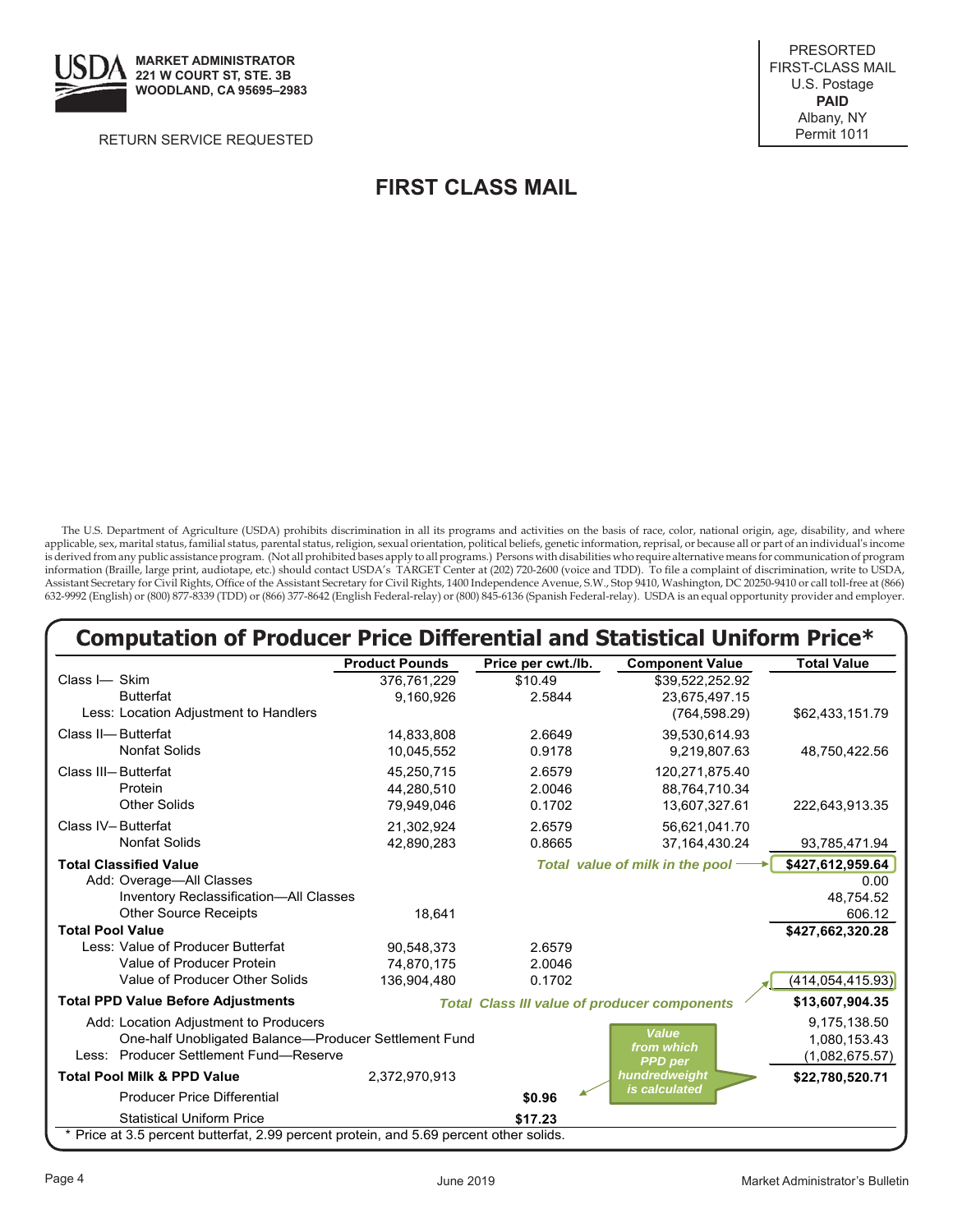MARKET ADMINISTRATOR
221 W COURT ST, STE. 3B
WOODLAND, CA 95695–2983

RETURN SERVICE REQUESTED

PRESORTED
FIRST-CLASS MAIL
U.S. Postage
**PAID**
Albany, NY
Permit 1011

## FIRST CLASS MAIL

The U.S. Department of Agriculture (USDA) prohibits discrimination in all its programs and activities on the basis of race, color, national origin, age, disability, and where applicable, sex, marital status, familial status, parental status, religion, sexual orientation, political beliefs, genetic information, reprisal, or because all or part of an individual's income is derived from any public assistance program. (Not all prohibited bases apply to all programs.) Persons with disabilities who require alternative means for communication of program information (Braille, large print, audiotape, etc.) should contact USDA's TARGET Center at (202) 720-2600 (voice and TDD). To file a complaint of discrimination, write to USDA, Assistant Secretary for Civil Rights, Office of the Assistant Secretary for Civil Rights, 1400 Independence Avenue, S.W., Stop 9410, Washington, DC 20250-9410 or call toll-free at (866) 632-9992 (English) or (800) 877-8339 (TDD) or (866) 377-8642 (English Federal-relay) or (800) 845-6136 (Spanish Federal-relay). USDA is an equal opportunity provider and employer.

## Computation of Producer Price Differential and Statistical Uniform Price*

| | Product Pounds | Price per cwt./lb. | Component Value | Total Value |
|---|---|---|---|---|
| Class I— Skim | 376,761,229 | $10.49 | $39,522,252.92 | |
| Butterfat | 9,160,926 | 2.5844 | 23,675,497.15 | |
| Less: Location Adjustment to Handlers | | | (764,598.29) | $62,433,151.79 |
| Class II— Butterfat | 14,833,808 | 2.6649 | 39,530,614.93 | |
| Nonfat Solids | 10,045,552 | 0.9178 | 9,219,807.63 | 48,750,422.56 |
| Class III— Butterfat | 45,250,715 | 2.6579 | 120,271,875.40 | |
| Protein | 44,280,510 | 2.0046 | 88,764,710.34 | |
| Other Solids | 79,949,046 | 0.1702 | 13,607,327.61 | 222,643,913.35 |
| Class IV— Butterfat | 21,302,924 | 2.6579 | 56,621,041.70 | |
| Nonfat Solids | 42,890,283 | 0.8665 | 37,164,430.24 | 93,785,471.94 |
| **Total Classified Value** | | | *Total value of milk in the pool* | **$427,612,959.64** |
| Add: Overage—All Classes | | | | 0.00 |
| Inventory Reclassification—All Classes | | | | 48,754.52 |
| Other Source Receipts | 18,641 | | | 606.12 |
| **Total Pool Value** | | | | **$427,662,320.28** |
| Less: Value of Producer Butterfat | 90,548,373 | 2.6579 | | |
| Value of Producer Protein | 74,870,175 | 2.0046 | | |
| Value of Producer Other Solids | 136,904,480 | 0.1702 | | (414,054,415.93) |
| **Total PPD Value Before Adjustments** | | *Total Class III value of producer components* | | **$13,607,904.35** |
| Add: Location Adjustment to Producers | | | | 9,175,138.50 |
| One-half Unobligated Balance—Producer Settlement Fund | | | | 1,080,153.43 |
| Less: Producer Settlement Fund—Reserve | | | | (1,082,675.57) |
| **Total Pool Milk & PPD Value** | 2,372,970,913 | | *Value from which PPD per hundredweight is calculated* | **$22,780,520.71** |
| Producer Price Differential | | **$0.96** | | |
| Statistical Uniform Price | | **$17.23** | | |

* Price at 3.5 percent butterfat, 2.99 percent protein, and 5.69 percent other solids.